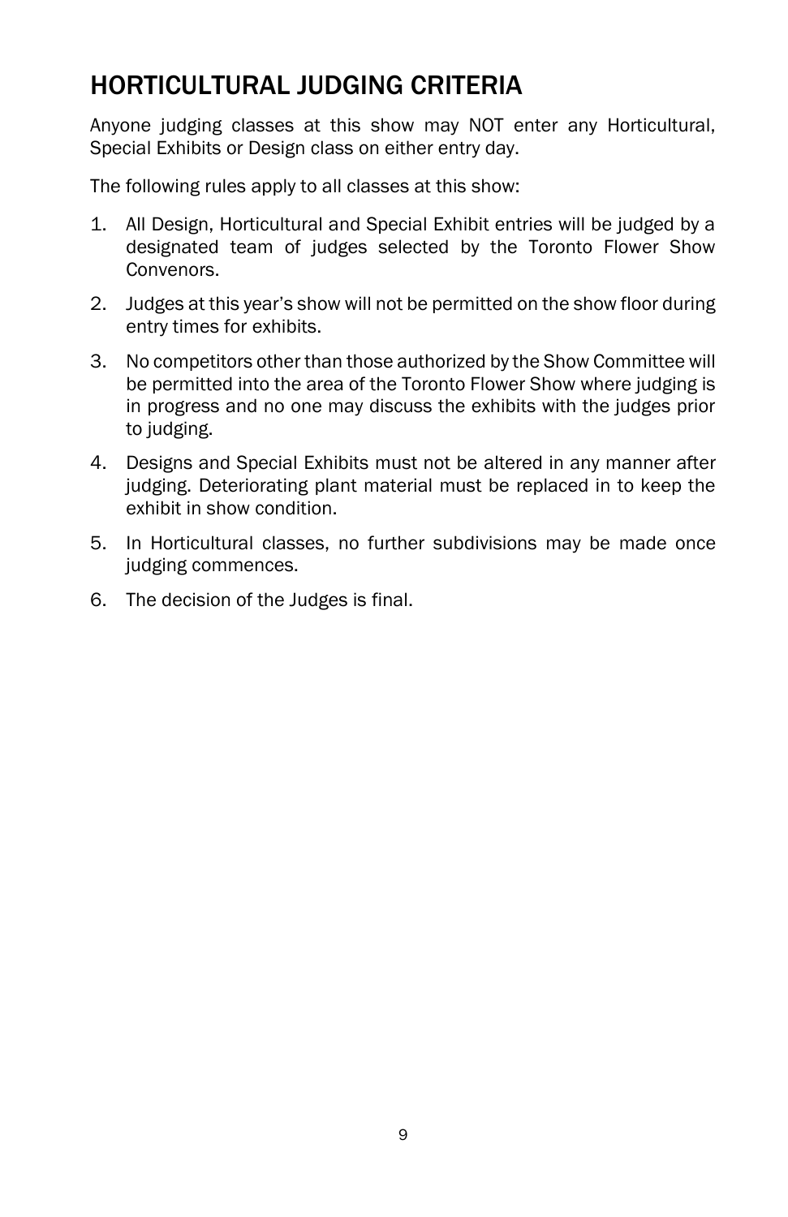# HORTICULTURAL JUDGING CRITERIA

Anyone judging classes at this show may NOT enter any Horticultural, Special Exhibits or Design class on either entry day.

The following rules apply to all classes at this show:

1. All Design, Horticultural and Special Exhibit entries will be judged by a designated team of judges selected by the Toronto Flower Show Convenors.
2. Judges at this year's show will not be permitted on the show floor during entry times for exhibits.
3. No competitors other than those authorized by the Show Committee will be permitted into the area of the Toronto Flower Show where judging is in progress and no one may discuss the exhibits with the judges prior to judging.
4. Designs and Special Exhibits must not be altered in any manner after judging. Deteriorating plant material must be replaced in to keep the exhibit in show condition.
5. In Horticultural classes, no further subdivisions may be made once judging commences.
6. The decision of the Judges is final.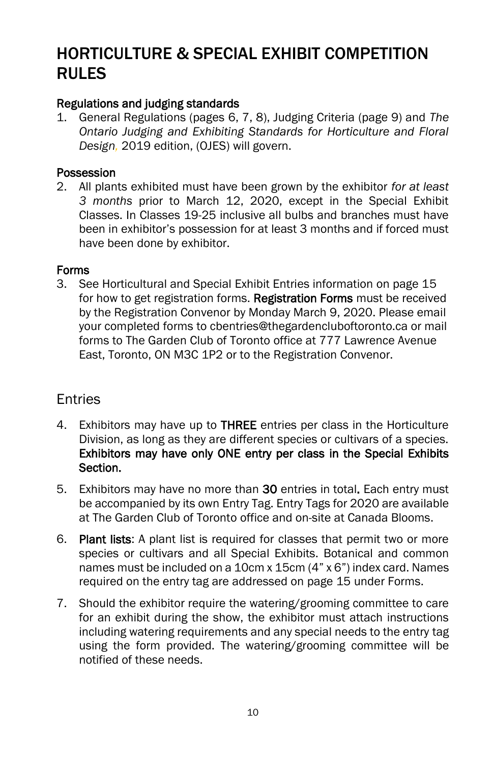# HORTICULTURE & SPECIAL EXHIBIT COMPETITION RULES

### Regulations and judging standards

1. General Regulations (pages 6, 7, 8), Judging Criteria (page 9) and *The Ontario Judging and Exhibiting Standards for Horticulture and Floral Design*, 2019 edition, (OJES) will govern.

### Possession

2. All plants exhibited must have been grown by the exhibitor *for at least 3 months* prior to March 12, 2020, except in the Special Exhibit Classes. In Classes 19-25 inclusive all bulbs and branches must have been in exhibitor's possession for at least 3 months and if forced must have been done by exhibitor.

### Forms

3. See Horticultural and Special Exhibit Entries information on page 15 for how to get registration forms. **Registration Forms** must be received by the Registration Convenor by Monday March 9, 2020. Please email your completed forms to cbentries@thegardencluboftoronto.ca or mail forms to The Garden Club of Toronto office at 777 Lawrence Avenue East, Toronto, ON M3C 1P2 or to the Registration Convenor.

## Entries

4. Exhibitors may have up to **THREE** entries per class in the Horticulture Division, as long as they are different species or cultivars of a species. **Exhibitors may have only ONE entry per class in the Special Exhibits Section.**
5. Exhibitors may have no more than **30** entries in total**.** Each entry must be accompanied by its own Entry Tag. Entry Tags for 2020 are available at The Garden Club of Toronto office and on-site at Canada Blooms.
6. **Plant lists**: A plant list is required for classes that permit two or more species or cultivars and all Special Exhibits. Botanical and common names must be included on a 10cm x 15cm (4" x 6") index card. Names required on the entry tag are addressed on page 15 under Forms.
7. Should the exhibitor require the watering/grooming committee to care for an exhibit during the show, the exhibitor must attach instructions including watering requirements and any special needs to the entry tag using the form provided. The watering/grooming committee will be notified of these needs.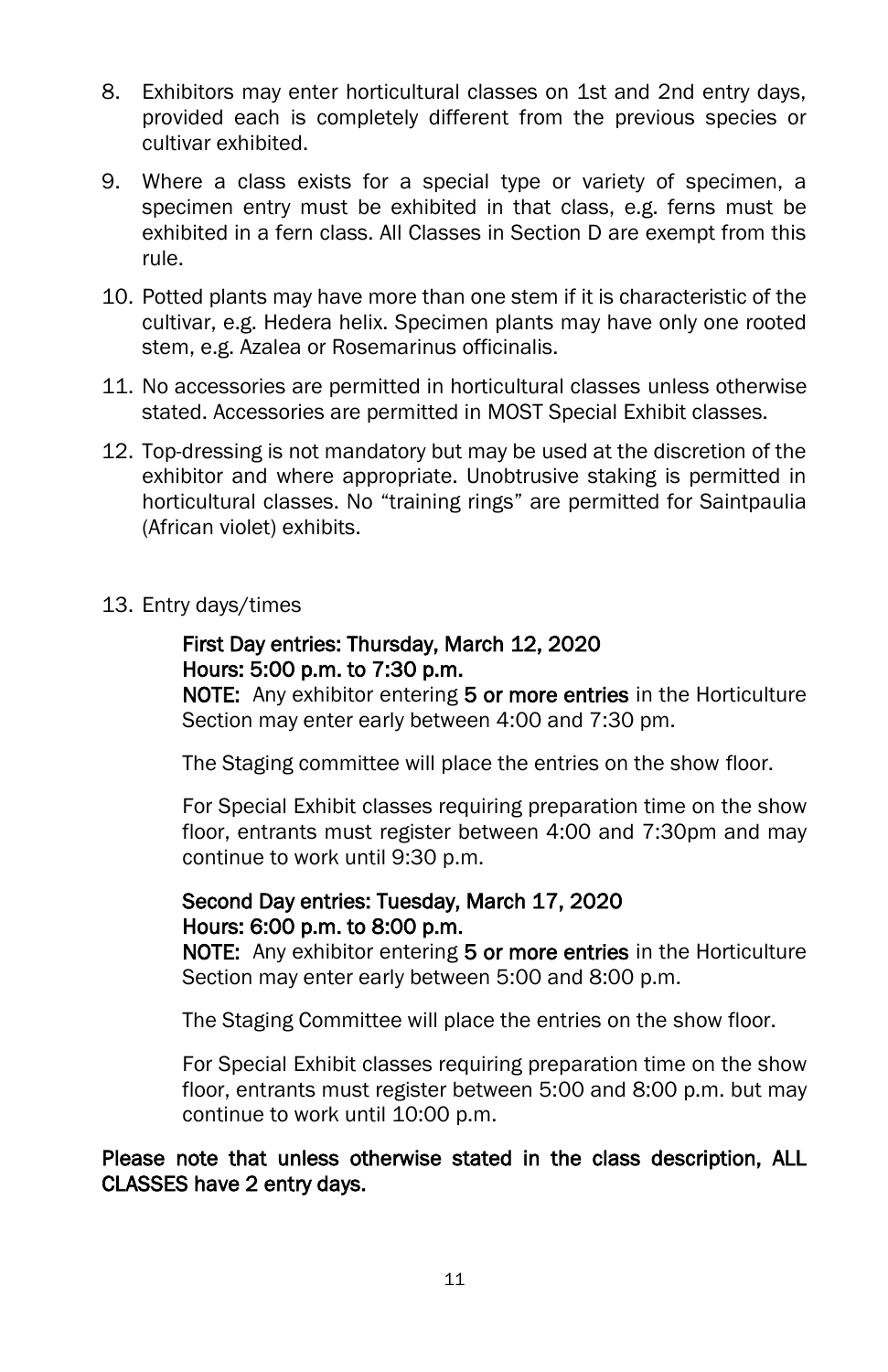8. Exhibitors may enter horticultural classes on 1st and 2nd entry days, provided each is completely different from the previous species or cultivar exhibited.

9. Where a class exists for a special type or variety of specimen, a specimen entry must be exhibited in that class, e.g. ferns must be exhibited in a fern class. All Classes in Section D are exempt from this rule.

10. Potted plants may have more than one stem if it is characteristic of the cultivar, e.g. Hedera helix. Specimen plants may have only one rooted stem, e.g. Azalea or Rosemarinus officinalis.

11. No accessories are permitted in horticultural classes unless otherwise stated. Accessories are permitted in MOST Special Exhibit classes.

12. Top-dressing is not mandatory but may be used at the discretion of the exhibitor and where appropriate. Unobtrusive staking is permitted in horticultural classes. No "training rings" are permitted for Saintpaulia (African violet) exhibits.

13. Entry days/times

    **First Day entries: Thursday, March 12, 2020**
    **Hours: 5:00 p.m. to 7:30 p.m.**
    **NOTE:** Any exhibitor entering **5 or more entries** in the Horticulture Section may enter early between 4:00 and 7:30 pm.

    The Staging committee will place the entries on the show floor.

    For Special Exhibit classes requiring preparation time on the show floor, entrants must register between 4:00 and 7:30pm and may continue to work until 9:30 p.m.

    **Second Day entries: Tuesday, March 17, 2020**
    **Hours: 6:00 p.m. to 8:00 p.m.**
    **NOTE:** Any exhibitor entering **5 or more entries** in the Horticulture Section may enter early between 5:00 and 8:00 p.m.

    The Staging Committee will place the entries on the show floor.

    For Special Exhibit classes requiring preparation time on the show floor, entrants must register between 5:00 and 8:00 p.m. but may continue to work until 10:00 p.m.

**Please note that unless otherwise stated in the class description, ALL CLASSES have 2 entry days.**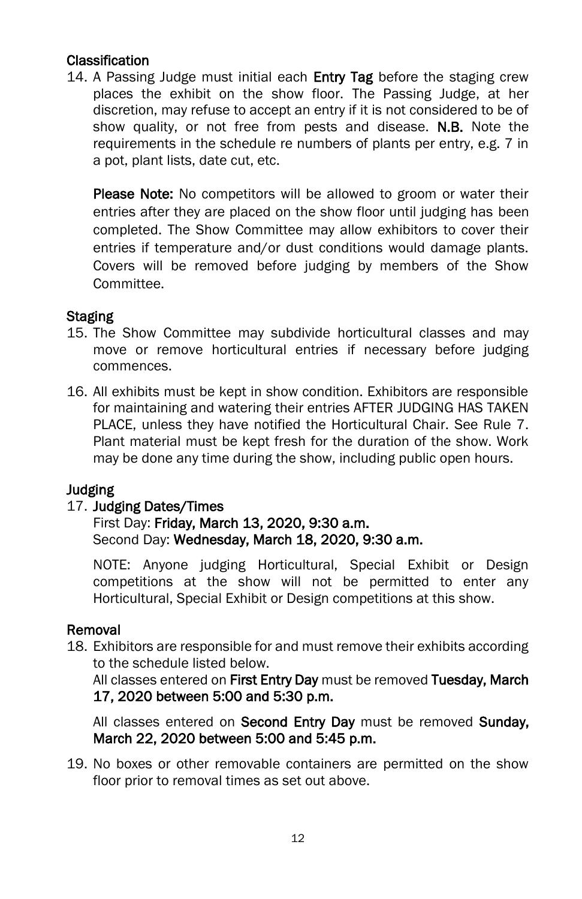## Classification

14. A Passing Judge must initial each **Entry Tag** before the staging crew places the exhibit on the show floor. The Passing Judge, at her discretion, may refuse to accept an entry if it is not considered to be of show quality, or not free from pests and disease. **N.B.** Note the requirements in the schedule re numbers of plants per entry, e.g. 7 in a pot, plant lists, date cut, etc.

    **Please Note:** No competitors will be allowed to groom or water their entries after they are placed on the show floor until judging has been completed. The Show Committee may allow exhibitors to cover their entries if temperature and/or dust conditions would damage plants. Covers will be removed before judging by members of the Show Committee.

## Staging

15. The Show Committee may subdivide horticultural classes and may move or remove horticultural entries if necessary before judging commences.

16. All exhibits must be kept in show condition. Exhibitors are responsible for maintaining and watering their entries AFTER JUDGING HAS TAKEN PLACE, unless they have notified the Horticultural Chair. See Rule 7. Plant material must be kept fresh for the duration of the show. Work may be done any time during the show, including public open hours.

## Judging

17. **Judging Dates/Times**

    First Day: **Friday, March 13, 2020, 9:30 a.m.**
    Second Day: **Wednesday, March 18, 2020, 9:30 a.m.**

    NOTE: Anyone judging Horticultural, Special Exhibit or Design competitions at the show will not be permitted to enter any Horticultural, Special Exhibit or Design competitions at this show.

## Removal

18. Exhibitors are responsible for and must remove their exhibits according to the schedule listed below.
    All classes entered on **First Entry Day** must be removed **Tuesday, March 17, 2020 between 5:00 and 5:30 p.m.**

    All classes entered on **Second Entry Day** must be removed **Sunday, March 22, 2020 between 5:00 and 5:45 p.m.**

19. No boxes or other removable containers are permitted on the show floor prior to removal times as set out above.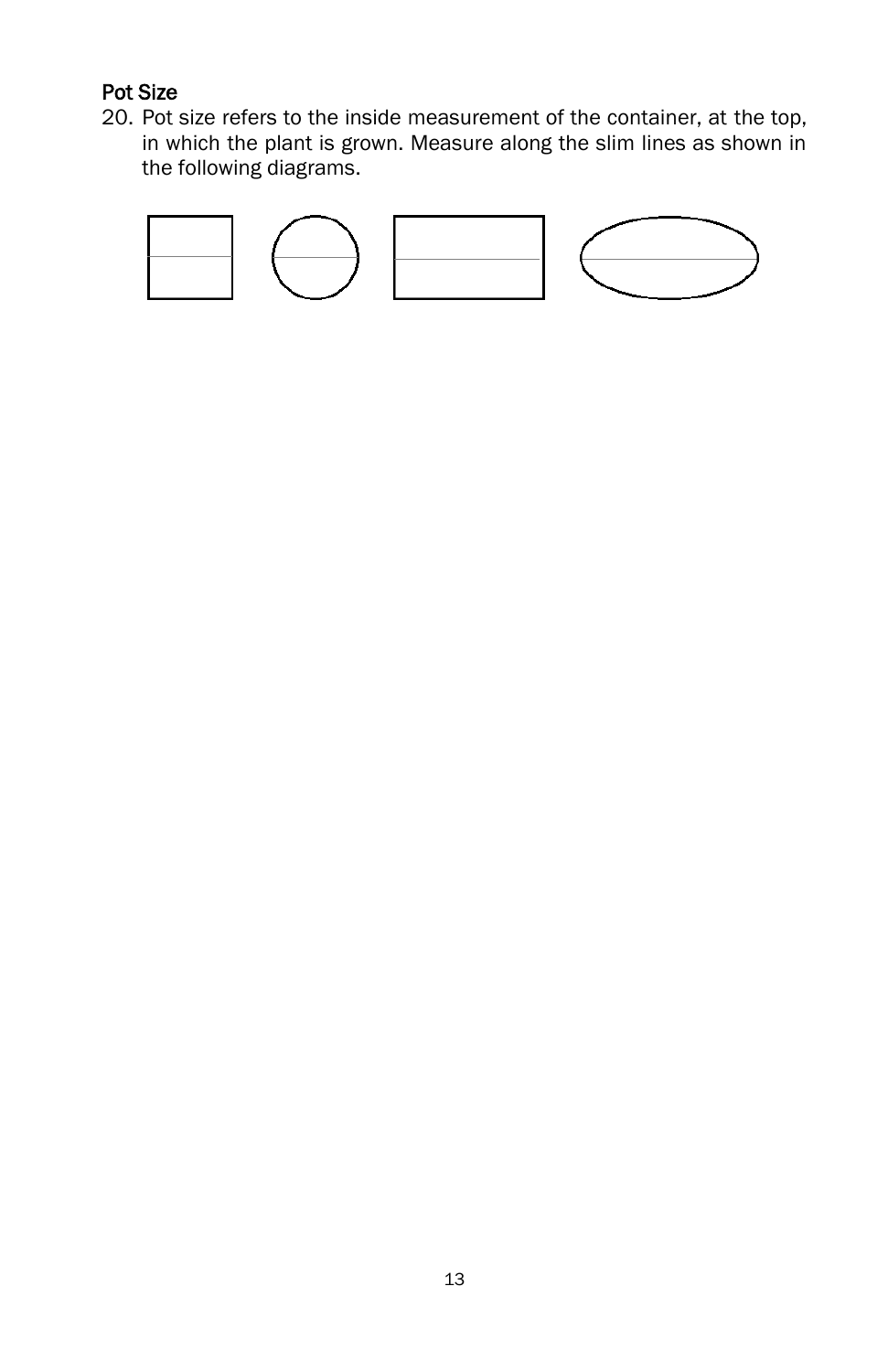### Pot Size

20. Pot size refers to the inside measurement of the container, at the top, in which the plant is grown. Measure along the slim lines as shown in the following diagrams.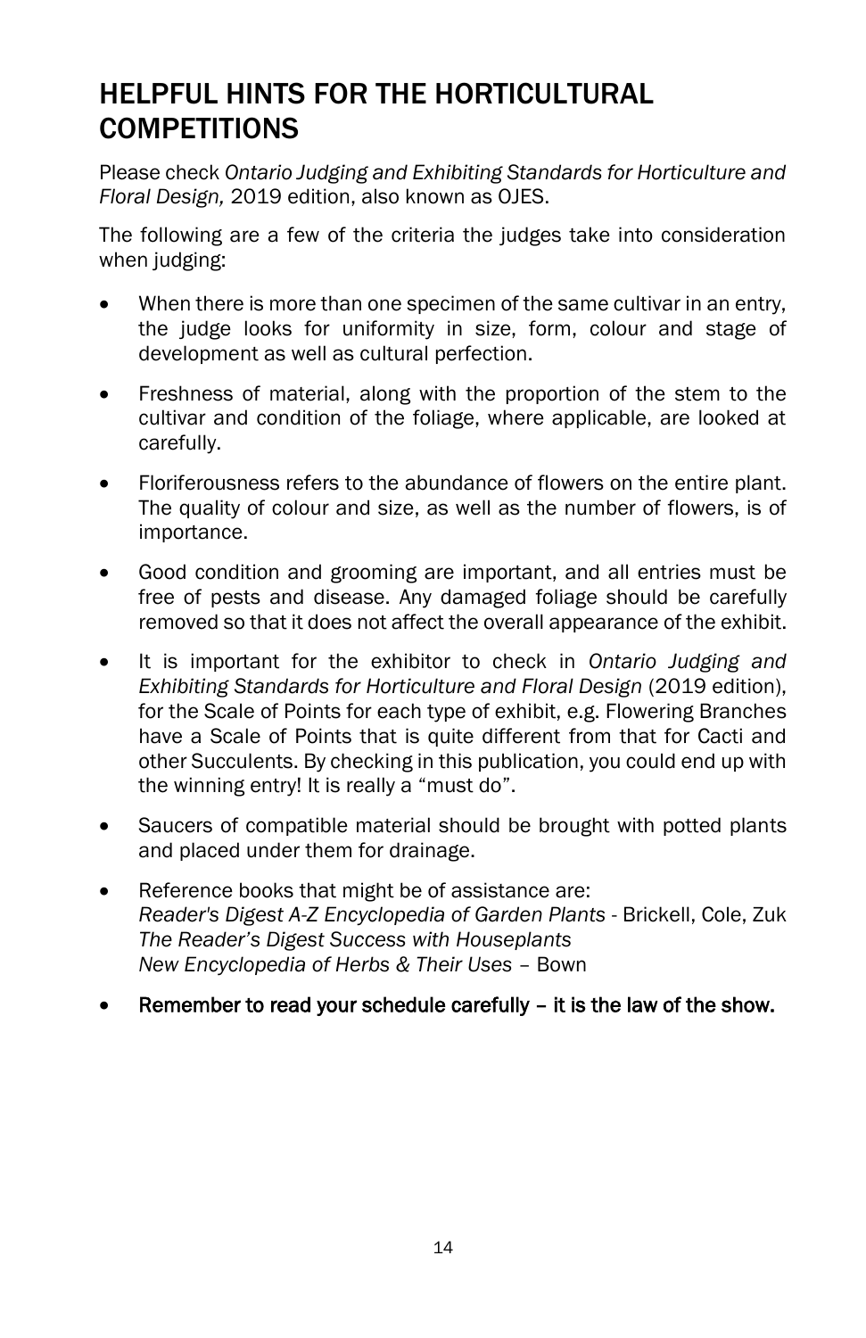# HELPFUL HINTS FOR THE HORTICULTURAL COMPETITIONS

Please check *Ontario Judging and Exhibiting Standards for Horticulture and Floral Design,* 2019 edition, also known as OJES.

The following are a few of the criteria the judges take into consideration when judging:

- When there is more than one specimen of the same cultivar in an entry, the judge looks for uniformity in size, form, colour and stage of development as well as cultural perfection.
- Freshness of material, along with the proportion of the stem to the cultivar and condition of the foliage, where applicable, are looked at carefully.
- Floriferousness refers to the abundance of flowers on the entire plant. The quality of colour and size, as well as the number of flowers, is of importance.
- Good condition and grooming are important, and all entries must be free of pests and disease. Any damaged foliage should be carefully removed so that it does not affect the overall appearance of the exhibit.
- It is important for the exhibitor to check in *Ontario Judging and Exhibiting Standards for Horticulture and Floral Design* (2019 edition), for the Scale of Points for each type of exhibit, e.g. Flowering Branches have a Scale of Points that is quite different from that for Cacti and other Succulents. By checking in this publication, you could end up with the winning entry! It is really a "must do".
- Saucers of compatible material should be brought with potted plants and placed under them for drainage.
- Reference books that might be of assistance are:
  *Reader's Digest A-Z Encyclopedia of Garden Plants* - Brickell, Cole, Zuk
  *The Reader's Digest Success with Houseplants*
  *New Encyclopedia of Herbs & Their Uses* – Bown
- **Remember to read your schedule carefully – it is the law of the show.**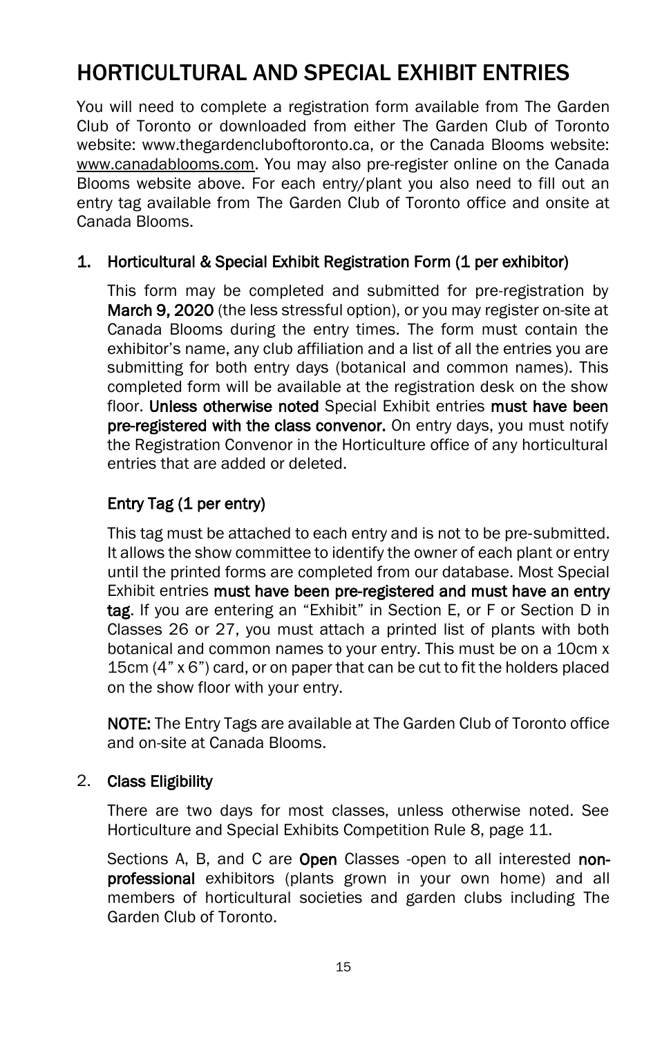# HORTICULTURAL AND SPECIAL EXHIBIT ENTRIES

You will need to complete a registration form available from The Garden Club of Toronto or downloaded from either The Garden Club of Toronto website: www.thegardencluboftoronto.ca, or the Canada Blooms website: www.canadablooms.com. You may also pre-register online on the Canada Blooms website above. For each entry/plant you also need to fill out an entry tag available from The Garden Club of Toronto office and onsite at Canada Blooms.

## 1. Horticultural & Special Exhibit Registration Form (1 per exhibitor)

This form may be completed and submitted for pre-registration by **March 9, 2020** (the less stressful option), or you may register on-site at Canada Blooms during the entry times. The form must contain the exhibitor's name, any club affiliation and a list of all the entries you are submitting for both entry days (botanical and common names). This completed form will be available at the registration desk on the show floor. **Unless otherwise noted** Special Exhibit entries **must have been pre-registered with the class convenor.** On entry days, you must notify the Registration Convenor in the Horticulture office of any horticultural entries that are added or deleted.

### Entry Tag (1 per entry)

This tag must be attached to each entry and is not to be pre-submitted. It allows the show committee to identify the owner of each plant or entry until the printed forms are completed from our database. Most Special Exhibit entries **must have been pre-registered and must have an entry tag**. If you are entering an "Exhibit" in Section E, or F or Section D in Classes 26 or 27, you must attach a printed list of plants with both botanical and common names to your entry. This must be on a 10cm x 15cm (4" x 6") card, or on paper that can be cut to fit the holders placed on the show floor with your entry.

**NOTE:** The Entry Tags are available at The Garden Club of Toronto office and on-site at Canada Blooms.

## 2. Class Eligibility

There are two days for most classes, unless otherwise noted. See Horticulture and Special Exhibits Competition Rule 8, page 11.

Sections A, B, and C are **Open** Classes -open to all interested **non-professional** exhibitors (plants grown in your own home) and all members of horticultural societies and garden clubs including The Garden Club of Toronto.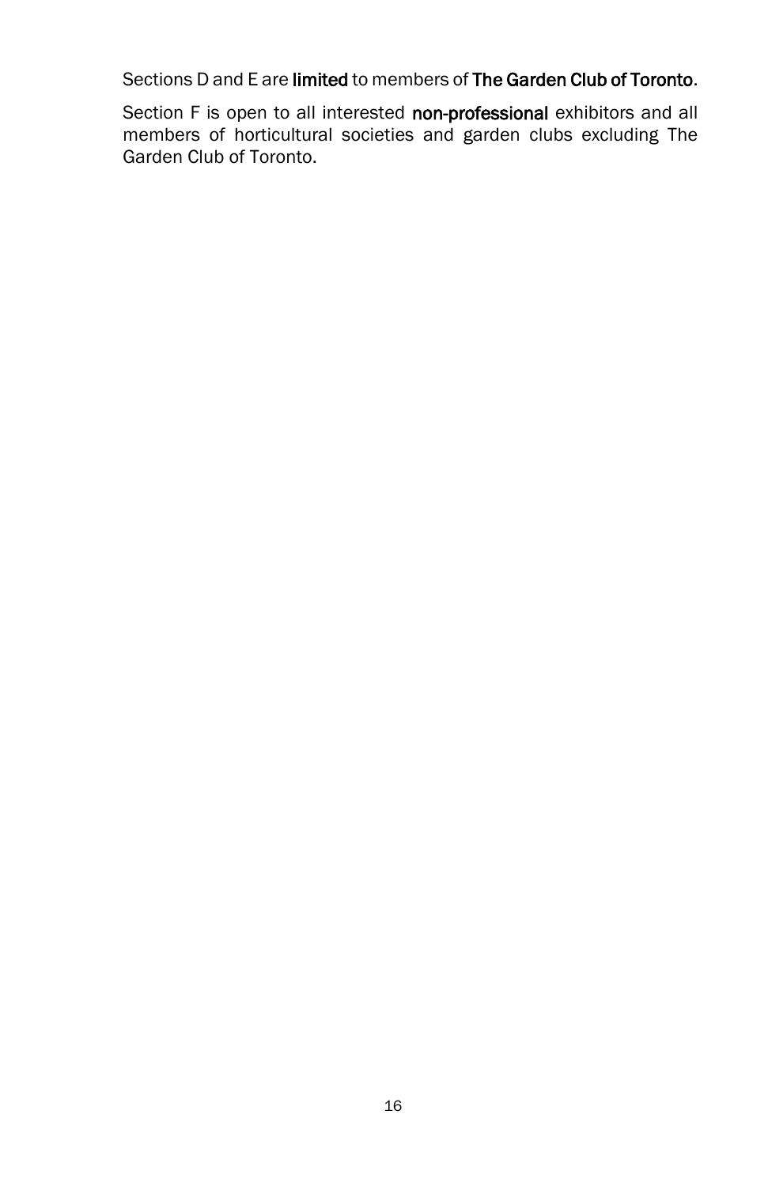Sections D and E are **limited** to members of **The Garden Club of Toronto**.

Section F is open to all interested **non-professional** exhibitors and all members of horticultural societies and garden clubs excluding The Garden Club of Toronto.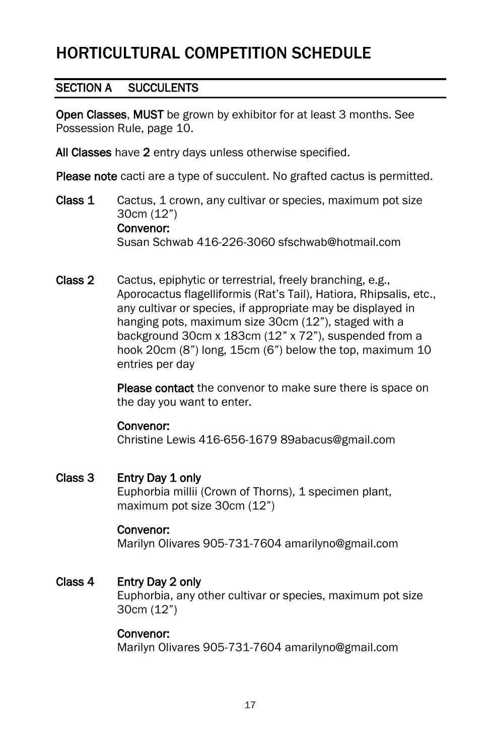# HORTICULTURAL COMPETITION SCHEDULE

## SECTION A SUCCULENTS

**Open Classes**, **MUST** be grown by exhibitor for at least 3 months. See Possession Rule, page 10.

**All Classes** have **2** entry days unless otherwise specified.

**Please note** cacti are a type of succulent. No grafted cactus is permitted.

**Class 1** Cactus, 1 crown, any cultivar or species, maximum pot size 30cm (12")
**Convenor:**
Susan Schwab 416-226-3060 sfschwab@hotmail.com

**Class 2** Cactus, epiphytic or terrestrial, freely branching, e.g., Aporocactus flagelliformis (Rat's Tail), Hatiora, Rhipsalis, etc., any cultivar or species, if appropriate may be displayed in hanging pots, maximum size 30cm (12"), staged with a background 30cm x 183cm (12" x 72"), suspended from a hook 20cm (8") long, 15cm (6") below the top, maximum 10 entries per day

**Please contact** the convenor to make sure there is space on the day you want to enter.

**Convenor:**
Christine Lewis 416-656-1679 89abacus@gmail.com

**Class 3** **Entry Day 1 only**
Euphorbia millii (Crown of Thorns), 1 specimen plant, maximum pot size 30cm (12")

**Convenor:**
Marilyn Olivares 905-731-7604 amarilyno@gmail.com

**Class 4** **Entry Day 2 only**
Euphorbia, any other cultivar or species, maximum pot size 30cm (12")

**Convenor:**
Marilyn Olivares 905-731-7604 amarilyno@gmail.com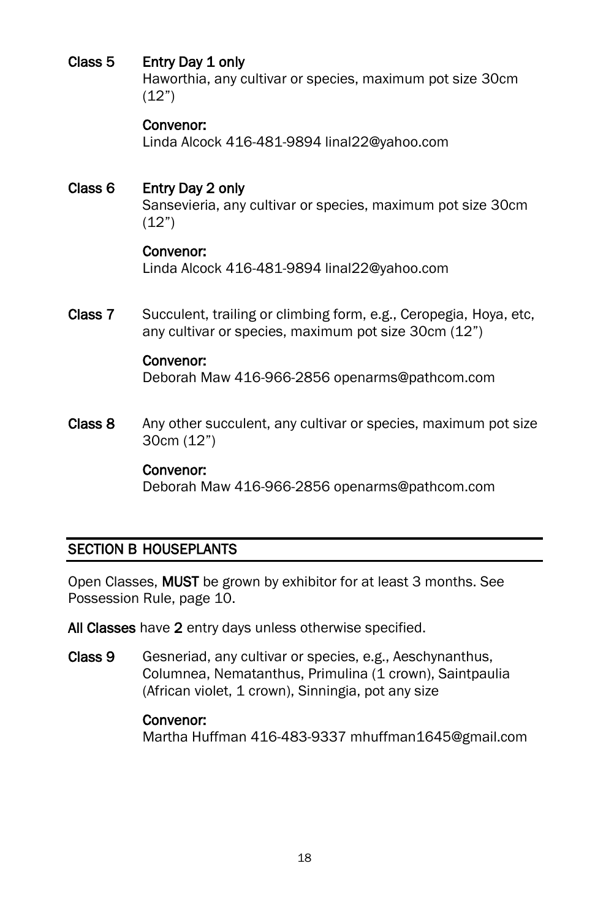**Class 5** **Entry Day 1 only**
Haworthia, any cultivar or species, maximum pot size 30cm (12")

**Convenor:**
Linda Alcock 416-481-9894 linal22@yahoo.com

**Class 6** **Entry Day 2 only**
Sansevieria, any cultivar or species, maximum pot size 30cm (12")

**Convenor:**
Linda Alcock 416-481-9894 linal22@yahoo.com

**Class 7** Succulent, trailing or climbing form, e.g., Ceropegia, Hoya, etc, any cultivar or species, maximum pot size 30cm (12")

**Convenor:**
Deborah Maw 416-966-2856 openarms@pathcom.com

**Class 8** Any other succulent, any cultivar or species, maximum pot size 30cm (12")

**Convenor:**
Deborah Maw 416-966-2856 openarms@pathcom.com

## SECTION B HOUSEPLANTS

Open Classes, **MUST** be grown by exhibitor for at least 3 months. See Possession Rule, page 10.

**All Classes** have **2** entry days unless otherwise specified.

**Class 9** Gesneriad, any cultivar or species, e.g., Aeschynanthus, Columnea, Nematanthus, Primulina (1 crown), Saintpaulia (African violet, 1 crown), Sinningia, pot any size

**Convenor:**
Martha Huffman 416-483-9337 mhuffman1645@gmail.com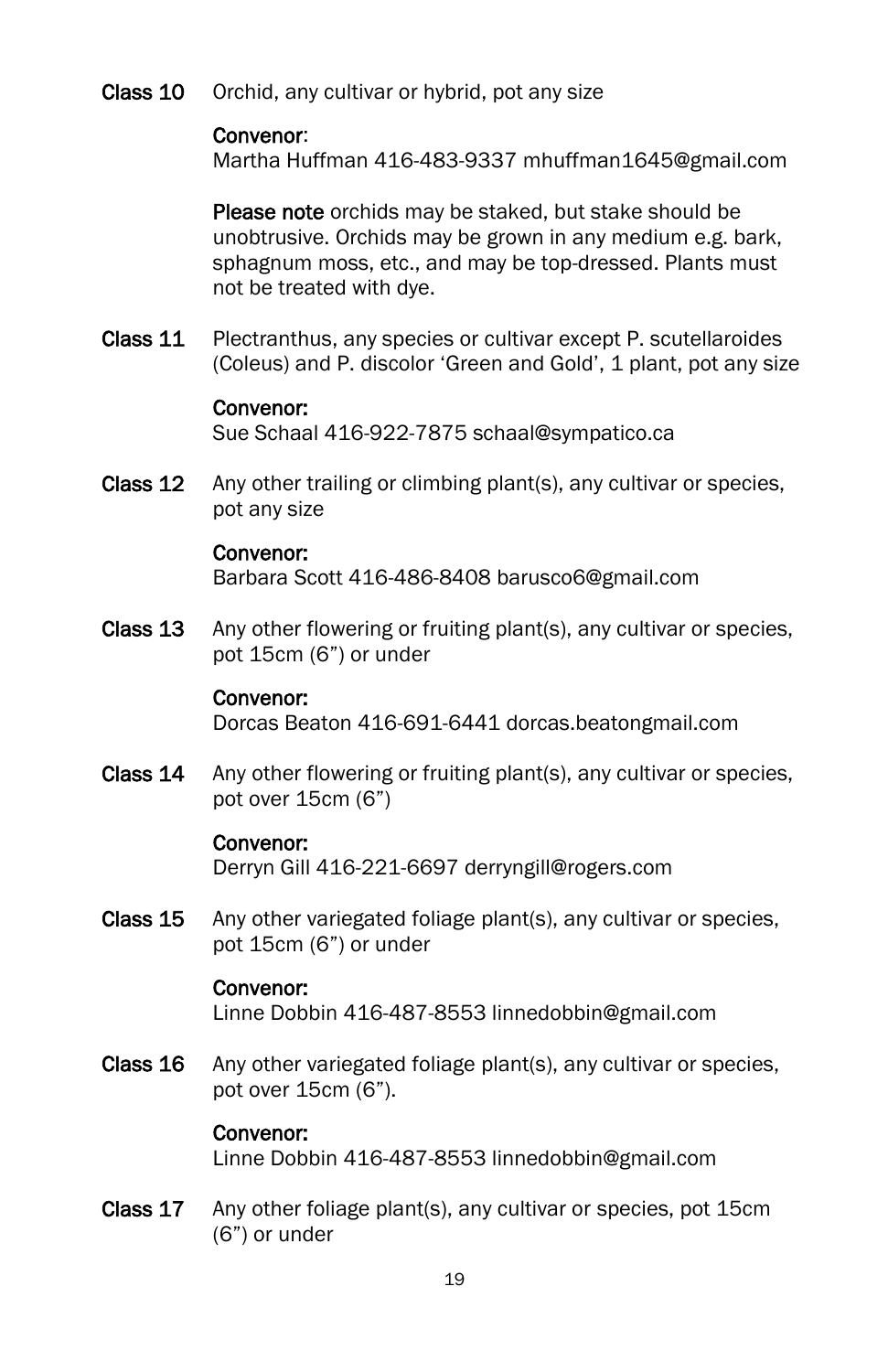**Class 10** Orchid, any cultivar or hybrid, pot any size

**Convenor**:
Martha Huffman 416-483-9337 mhuffman1645@gmail.com

**Please note** orchids may be staked, but stake should be unobtrusive. Orchids may be grown in any medium e.g. bark, sphagnum moss, etc., and may be top-dressed. Plants must not be treated with dye.

**Class 11** Plectranthus, any species or cultivar except P. scutellaroides (Coleus) and P. discolor 'Green and Gold', 1 plant, pot any size

**Convenor:**
Sue Schaal 416-922-7875 schaal@sympatico.ca

**Class 12** Any other trailing or climbing plant(s), any cultivar or species, pot any size

**Convenor:**
Barbara Scott 416-486-8408 barusco6@gmail.com

**Class 13** Any other flowering or fruiting plant(s), any cultivar or species, pot 15cm (6") or under

**Convenor:**
Dorcas Beaton 416-691-6441 dorcas.beatongmail.com

**Class 14** Any other flowering or fruiting plant(s), any cultivar or species, pot over 15cm (6")

**Convenor:**
Derryn Gill 416-221-6697 derryngill@rogers.com

**Class 15** Any other variegated foliage plant(s), any cultivar or species, pot 15cm (6") or under

**Convenor:**
Linne Dobbin 416-487-8553 linnedobbin@gmail.com

**Class 16** Any other variegated foliage plant(s), any cultivar or species, pot over 15cm (6").

**Convenor:**
Linne Dobbin 416-487-8553 linnedobbin@gmail.com

**Class 17** Any other foliage plant(s), any cultivar or species, pot 15cm (6") or under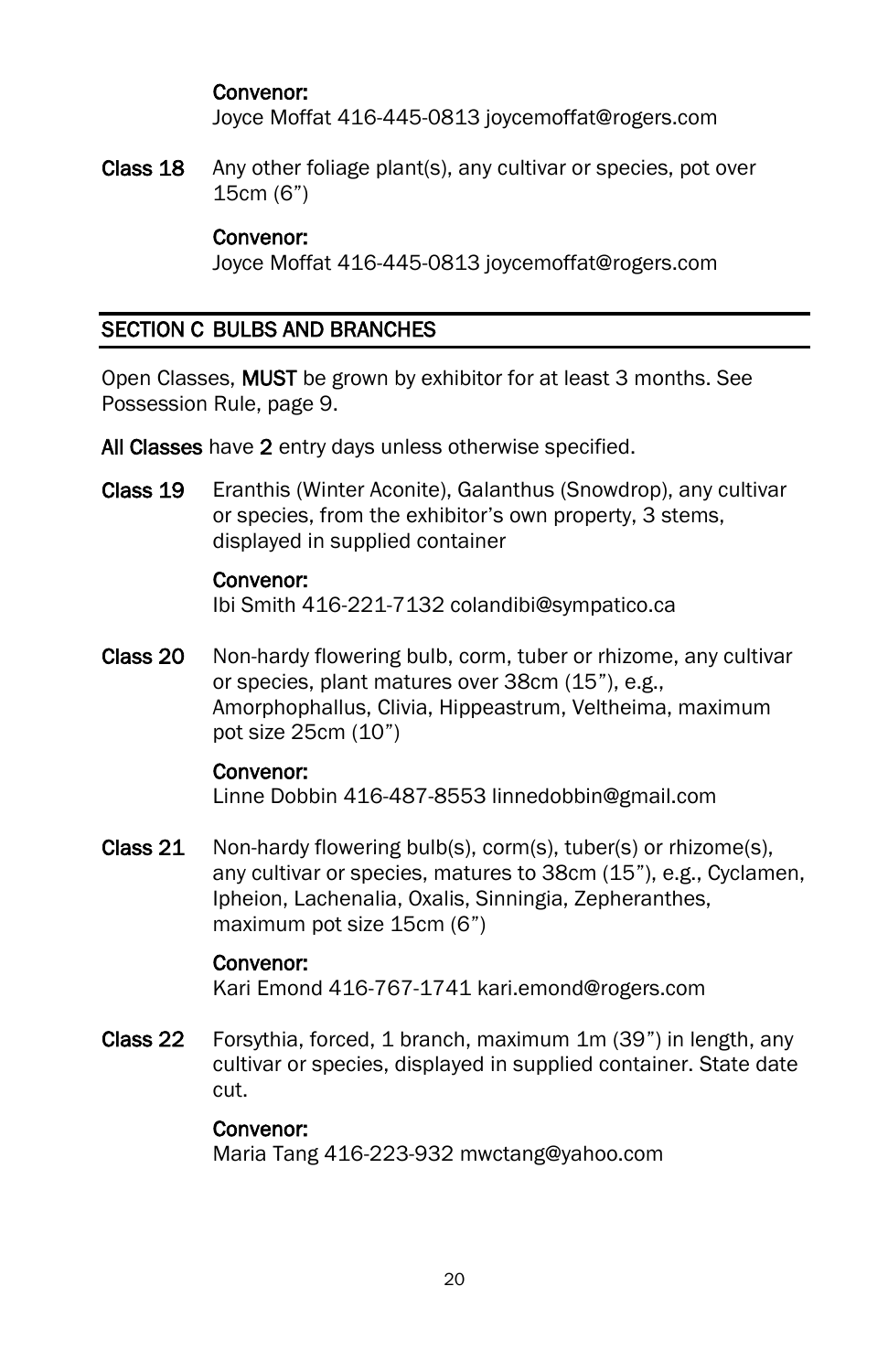**Convenor:**
Joyce Moffat 416-445-0813 joycemoffat@rogers.com

**Class 18** Any other foliage plant(s), any cultivar or species, pot over 15cm (6”)

**Convenor:**
Joyce Moffat 416-445-0813 joycemoffat@rogers.com

## SECTION C BULBS AND BRANCHES

Open Classes, **MUST** be grown by exhibitor for at least 3 months. See Possession Rule, page 9.

**All Classes** have **2** entry days unless otherwise specified.

**Class 19** Eranthis (Winter Aconite), Galanthus (Snowdrop), any cultivar or species, from the exhibitor’s own property, 3 stems, displayed in supplied container

**Convenor:**
Ibi Smith 416-221-7132 colandibi@sympatico.ca

**Class 20** Non-hardy flowering bulb, corm, tuber or rhizome, any cultivar or species, plant matures over 38cm (15”), e.g., Amorphophallus, Clivia, Hippeastrum, Veltheima, maximum pot size 25cm (10”)

**Convenor:**
Linne Dobbin 416-487-8553 linnedobbin@gmail.com

**Class 21** Non-hardy flowering bulb(s), corm(s), tuber(s) or rhizome(s), any cultivar or species, matures to 38cm (15”), e.g., Cyclamen, Ipheion, Lachenalia, Oxalis, Sinningia, Zepheranthes, maximum pot size 15cm (6”)

**Convenor:**
Kari Emond 416-767-1741 kari.emond@rogers.com

**Class 22** Forsythia, forced, 1 branch, maximum 1m (39”) in length, any cultivar or species, displayed in supplied container. State date cut.

**Convenor:**
Maria Tang 416-223-932 mwctang@yahoo.com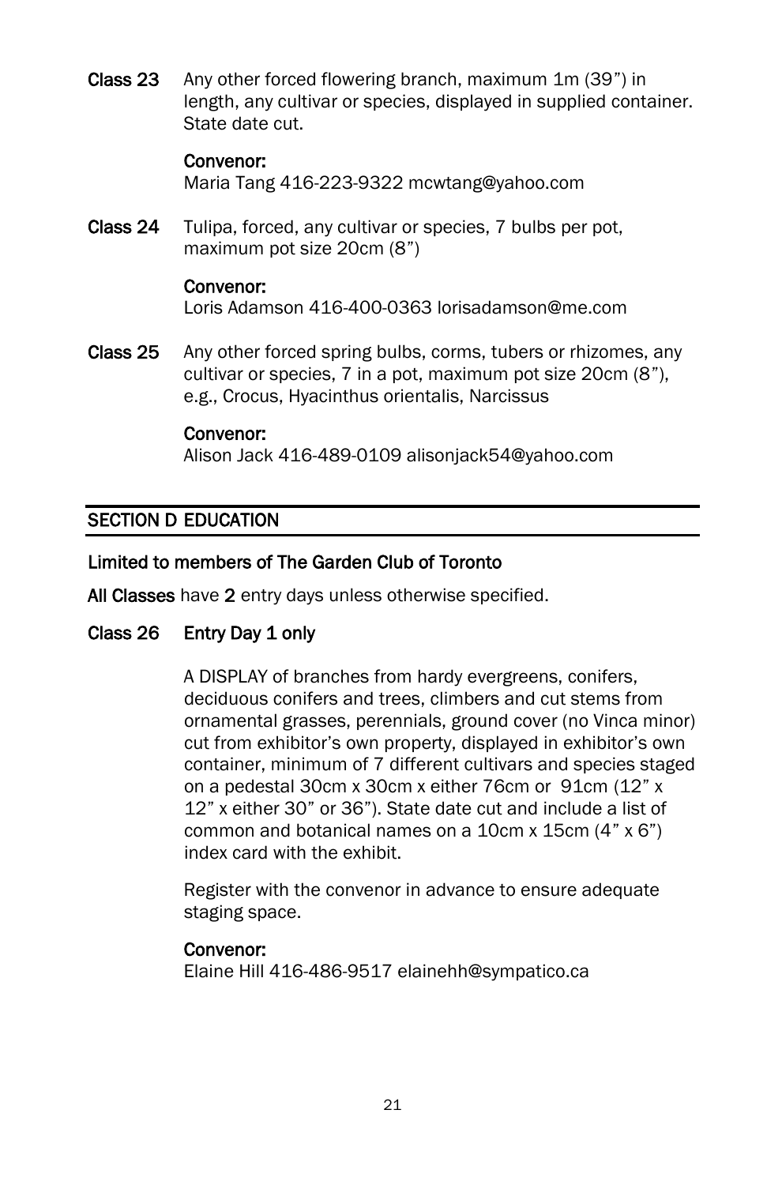**Class 23** Any other forced flowering branch, maximum 1m (39”) in length, any cultivar or species, displayed in supplied container. State date cut.

**Convenor:**
Maria Tang 416-223-9322 mcwtang@yahoo.com

**Class 24** Tulipa, forced, any cultivar or species, 7 bulbs per pot, maximum pot size 20cm (8”)

**Convenor:**
Loris Adamson 416-400-0363 lorisadamson@me.com

**Class 25** Any other forced spring bulbs, corms, tubers or rhizomes, any cultivar or species, 7 in a pot, maximum pot size 20cm (8”), e.g., Crocus, Hyacinthus orientalis, Narcissus

**Convenor:**
Alison Jack 416-489-0109 alisonjack54@yahoo.com

## SECTION D EDUCATION

**Limited to members of The Garden Club of Toronto**

**All Classes** have **2** entry days unless otherwise specified.

**Class 26 Entry Day 1 only**

A DISPLAY of branches from hardy evergreens, conifers, deciduous conifers and trees, climbers and cut stems from ornamental grasses, perennials, ground cover (no Vinca minor) cut from exhibitor’s own property, displayed in exhibitor’s own container, minimum of 7 different cultivars and species staged on a pedestal 30cm x 30cm x either 76cm or 91cm (12” x 12” x either 30” or 36”). State date cut and include a list of common and botanical names on a 10cm x 15cm (4” x 6”) index card with the exhibit.

Register with the convenor in advance to ensure adequate staging space.

**Convenor:**
Elaine Hill 416-486-9517 elainehh@sympatico.ca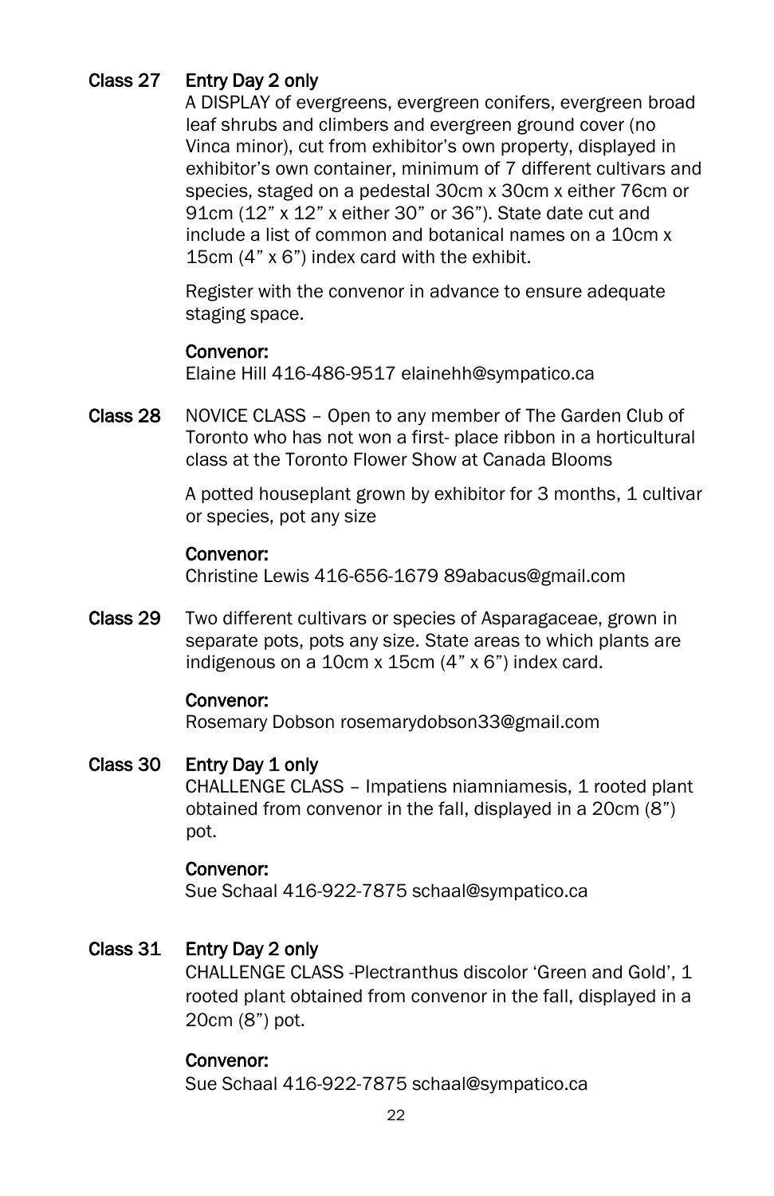**Class 27** **Entry Day 2 only**

A DISPLAY of evergreens, evergreen conifers, evergreen broad leaf shrubs and climbers and evergreen ground cover (no Vinca minor), cut from exhibitor's own property, displayed in exhibitor's own container, minimum of 7 different cultivars and species, staged on a pedestal 30cm x 30cm x either 76cm or 91cm (12" x 12" x either 30" or 36"). State date cut and include a list of common and botanical names on a 10cm x 15cm (4" x 6") index card with the exhibit.

Register with the convenor in advance to ensure adequate staging space.

**Convenor:**
Elaine Hill 416-486-9517 elainehh@sympatico.ca

**Class 28** NOVICE CLASS – Open to any member of The Garden Club of Toronto who has not won a first- place ribbon in a horticultural class at the Toronto Flower Show at Canada Blooms

A potted houseplant grown by exhibitor for 3 months, 1 cultivar or species, pot any size

**Convenor:**
Christine Lewis 416-656-1679 89abacus@gmail.com

**Class 29** Two different cultivars or species of Asparagaceae, grown in separate pots, pots any size. State areas to which plants are indigenous on a 10cm x 15cm (4" x 6") index card.

**Convenor:**
Rosemary Dobson rosemarydobson33@gmail.com

**Class 30** **Entry Day 1 only**

CHALLENGE CLASS – Impatiens niamniamesis, 1 rooted plant obtained from convenor in the fall, displayed in a 20cm (8") pot.

**Convenor:**
Sue Schaal 416-922-7875 schaal@sympatico.ca

**Class 31** **Entry Day 2 only**

CHALLENGE CLASS -Plectranthus discolor 'Green and Gold', 1 rooted plant obtained from convenor in the fall, displayed in a 20cm (8") pot.

**Convenor:**
Sue Schaal 416-922-7875 schaal@sympatico.ca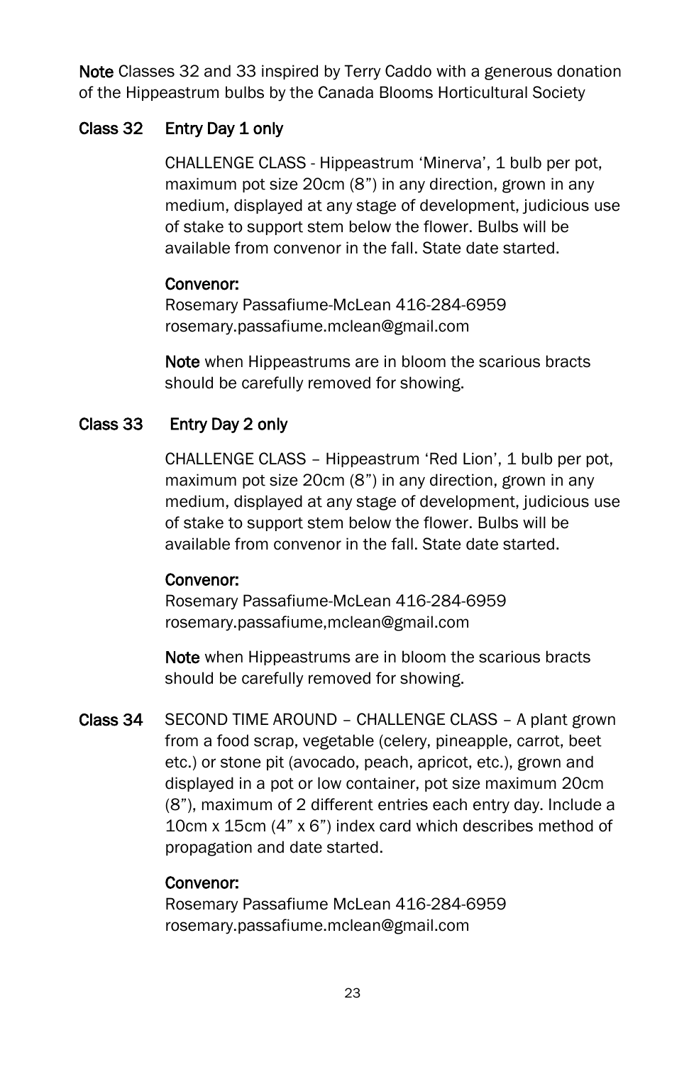**Note** Classes 32 and 33 inspired by Terry Caddo with a generous donation of the Hippeastrum bulbs by the Canada Blooms Horticultural Society

**Class 32 Entry Day 1 only**

CHALLENGE CLASS - Hippeastrum 'Minerva', 1 bulb per pot, maximum pot size 20cm (8") in any direction, grown in any medium, displayed at any stage of development, judicious use of stake to support stem below the flower. Bulbs will be available from convenor in the fall. State date started.

**Convenor:**
Rosemary Passafiume-McLean 416-284-6959
rosemary.passafiume.mclean@gmail.com

**Note** when Hippeastrums are in bloom the scarious bracts should be carefully removed for showing.

**Class 33 Entry Day 2 only**

CHALLENGE CLASS – Hippeastrum 'Red Lion', 1 bulb per pot, maximum pot size 20cm (8") in any direction, grown in any medium, displayed at any stage of development, judicious use of stake to support stem below the flower. Bulbs will be available from convenor in the fall. State date started.

**Convenor:**
Rosemary Passafiume-McLean 416-284-6959
rosemary.passafiume,mclean@gmail.com

**Note** when Hippeastrums are in bloom the scarious bracts should be carefully removed for showing.

**Class 34** SECOND TIME AROUND – CHALLENGE CLASS – A plant grown from a food scrap, vegetable (celery, pineapple, carrot, beet etc.) or stone pit (avocado, peach, apricot, etc.), grown and displayed in a pot or low container, pot size maximum 20cm (8"), maximum of 2 different entries each entry day. Include a 10cm x 15cm (4" x 6") index card which describes method of propagation and date started.

**Convenor:**
Rosemary Passafiume McLean 416-284-6959
rosemary.passafiume.mclean@gmail.com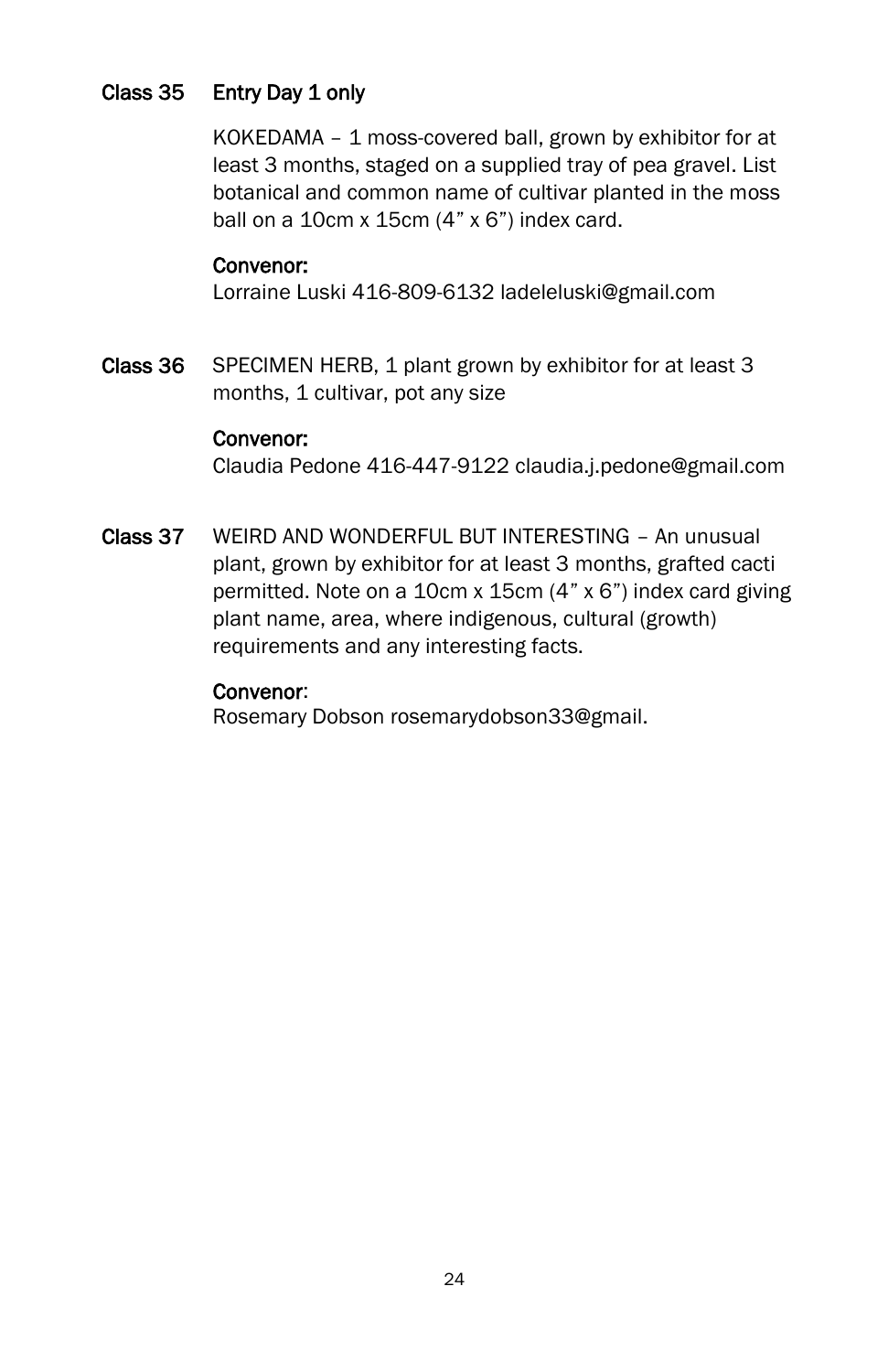**Class 35** **Entry Day 1 only**

KOKEDAMA – 1 moss-covered ball, grown by exhibitor for at least 3 months, staged on a supplied tray of pea gravel. List botanical and common name of cultivar planted in the moss ball on a 10cm x 15cm (4” x 6”) index card.

**Convenor:**
Lorraine Luski 416-809-6132 ladeleluski@gmail.com

**Class 36** SPECIMEN HERB, 1 plant grown by exhibitor for at least 3 months, 1 cultivar, pot any size

**Convenor:**
Claudia Pedone 416-447-9122 claudia.j.pedone@gmail.com

**Class 37** WEIRD AND WONDERFUL BUT INTERESTING – An unusual plant, grown by exhibitor for at least 3 months, grafted cacti permitted. Note on a 10cm x 15cm (4” x 6”) index card giving plant name, area, where indigenous, cultural (growth) requirements and any interesting facts.

**Convenor**:
Rosemary Dobson rosemarydobson33@gmail.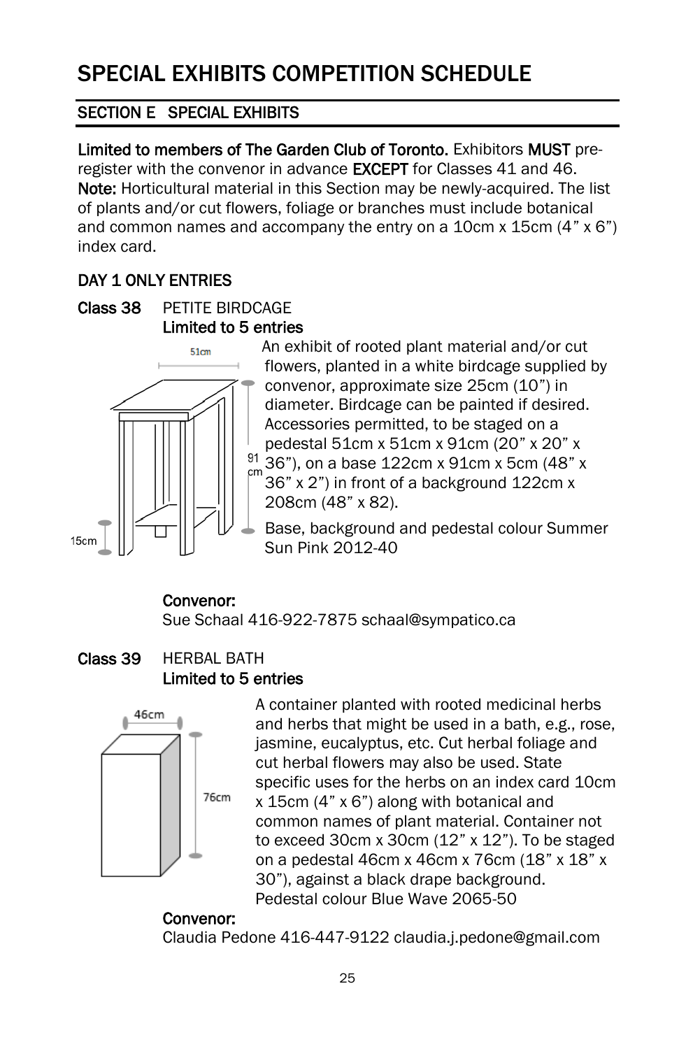# SPECIAL EXHIBITS COMPETITION SCHEDULE

## SECTION E SPECIAL EXHIBITS

**Limited to members of The Garden Club of Toronto.** Exhibitors **MUST** pre-register with the convenor in advance **EXCEPT** for Classes 41 and 46. **Note:** Horticultural material in this Section may be newly-acquired. The list of plants and/or cut flowers, foliage or branches must include botanical and common names and accompany the entry on a 10cm x 15cm (4" x 6") index card.

### DAY 1 ONLY ENTRIES

**Class 38** PETITE BIRDCAGE
**Limited to 5 entries**

An exhibit of rooted plant material and/or cut flowers, planted in a white birdcage supplied by convenor, approximate size 25cm (10") in diameter. Birdcage can be painted if desired. Accessories permitted, to be staged on a pedestal 51cm x 51cm x 91cm (20" x 20" x 36"), on a base 122cm x 91cm x 5cm (48" x 36" x 2") in front of a background 122cm x 208cm (48" x 82).

Base, background and pedestal colour Summer Sun Pink 2012-40

**Convenor:**
Sue Schaal 416-922-7875 schaal@sympatico.ca

**Class 39** HERBAL BATH
**Limited to 5 entries**

A container planted with rooted medicinal herbs and herbs that might be used in a bath, e.g., rose, jasmine, eucalyptus, etc. Cut herbal foliage and cut herbal flowers may also be used. State specific uses for the herbs on an index card 10cm x 15cm (4" x 6") along with botanical and common names of plant material. Container not to exceed 30cm x 30cm (12" x 12"). To be staged on a pedestal 46cm x 46cm x 76cm (18" x 18" x 30"), against a black drape background. Pedestal colour Blue Wave 2065-50

**Convenor:**
Claudia Pedone 416-447-9122 claudia.j.pedone@gmail.com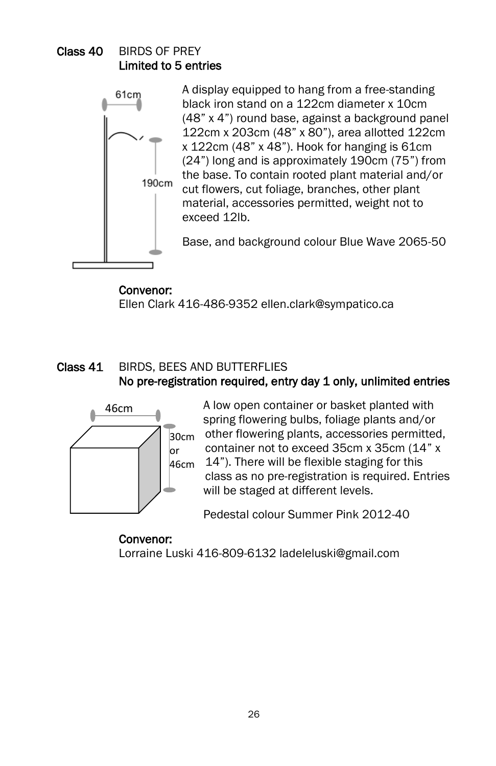**Class 40** BIRDS OF PREY
**Limited to 5 entries**

61cm

190cm

A display equipped to hang from a free-standing black iron stand on a 122cm diameter x 10cm (48" x 4") round base, against a background panel 122cm x 203cm (48" x 80"), area allotted 122cm x 122cm (48" x 48"). Hook for hanging is 61cm (24") long and is approximately 190cm (75") from the base. To contain rooted plant material and/or cut flowers, cut foliage, branches, other plant material, accessories permitted, weight not to exceed 12lb.

Base, and background colour Blue Wave 2065-50

**Convenor:**
Ellen Clark 416-486-9352 ellen.clark@sympatico.ca

**Class 41** BIRDS, BEES AND BUTTERFLIES
**No pre-registration required, entry day 1 only, unlimited entries**

46cm

30cm or 46cm

A low open container or basket planted with spring flowering bulbs, foliage plants and/or other flowering plants, accessories permitted, container not to exceed 35cm x 35cm (14" x 14"). There will be flexible staging for this class as no pre-registration is required. Entries will be staged at different levels.

Pedestal colour Summer Pink 2012-40

**Convenor:**
Lorraine Luski 416-809-6132 ladeleluski@gmail.com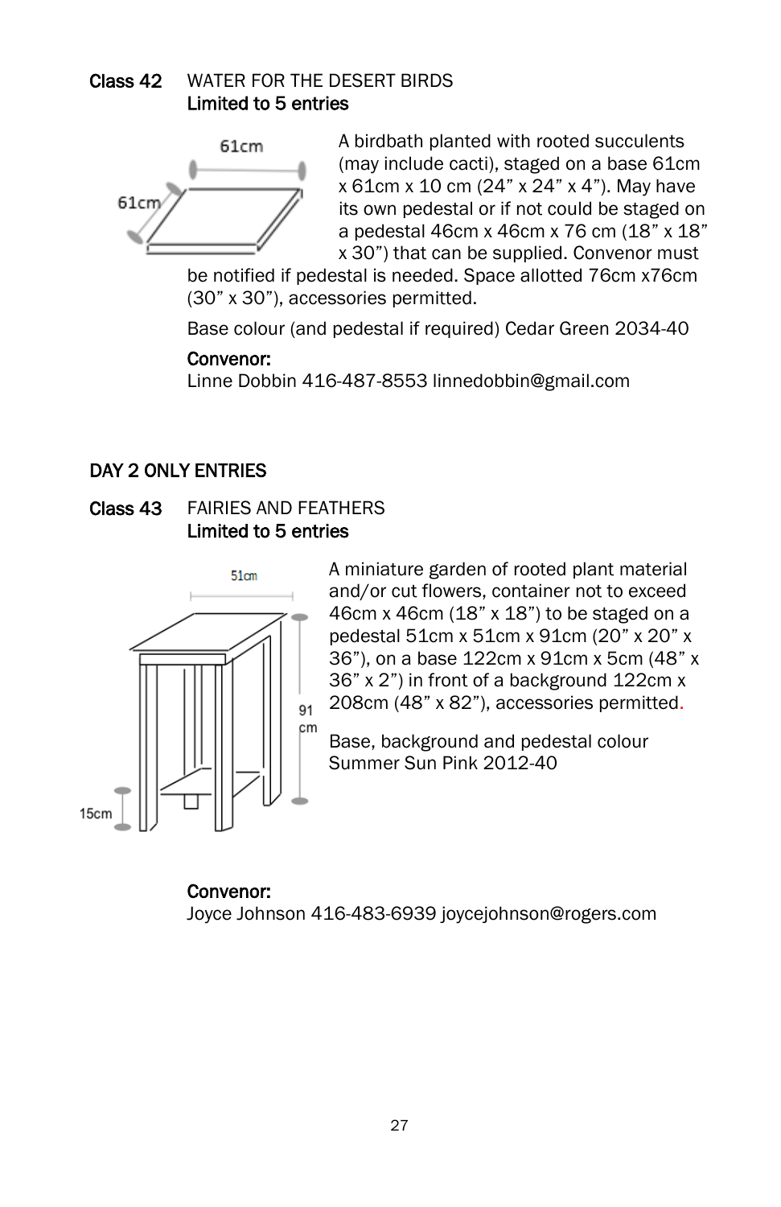**Class 42** WATER FOR THE DESERT BIRDS
**Limited to 5 entries**

A birdbath planted with rooted succulents (may include cacti), staged on a base 61cm x 61cm x 10 cm (24” x 24” x 4”). May have its own pedestal or if not could be staged on a pedestal 46cm x 46cm x 76 cm (18” x 18” x 30”) that can be supplied. Convenor must be notified if pedestal is needed. Space allotted 76cm x76cm (30” x 30”), accessories permitted.

Base colour (and pedestal if required) Cedar Green 2034-40

**Convenor:**
Linne Dobbin 416-487-8553 linnedobbin@gmail.com

**DAY 2 ONLY ENTRIES**

**Class 43** FAIRIES AND FEATHERS
**Limited to 5 entries**

A miniature garden of rooted plant material and/or cut flowers, container not to exceed 46cm x 46cm (18” x 18”) to be staged on a pedestal 51cm x 51cm x 91cm (20” x 20” x 36”), on a base 122cm x 91cm x 5cm (48” x 36” x 2”) in front of a background 122cm x 208cm (48” x 82”), accessories permitted.

Base, background and pedestal colour Summer Sun Pink 2012-40

**Convenor:**
Joyce Johnson 416-483-6939 joycejohnson@rogers.com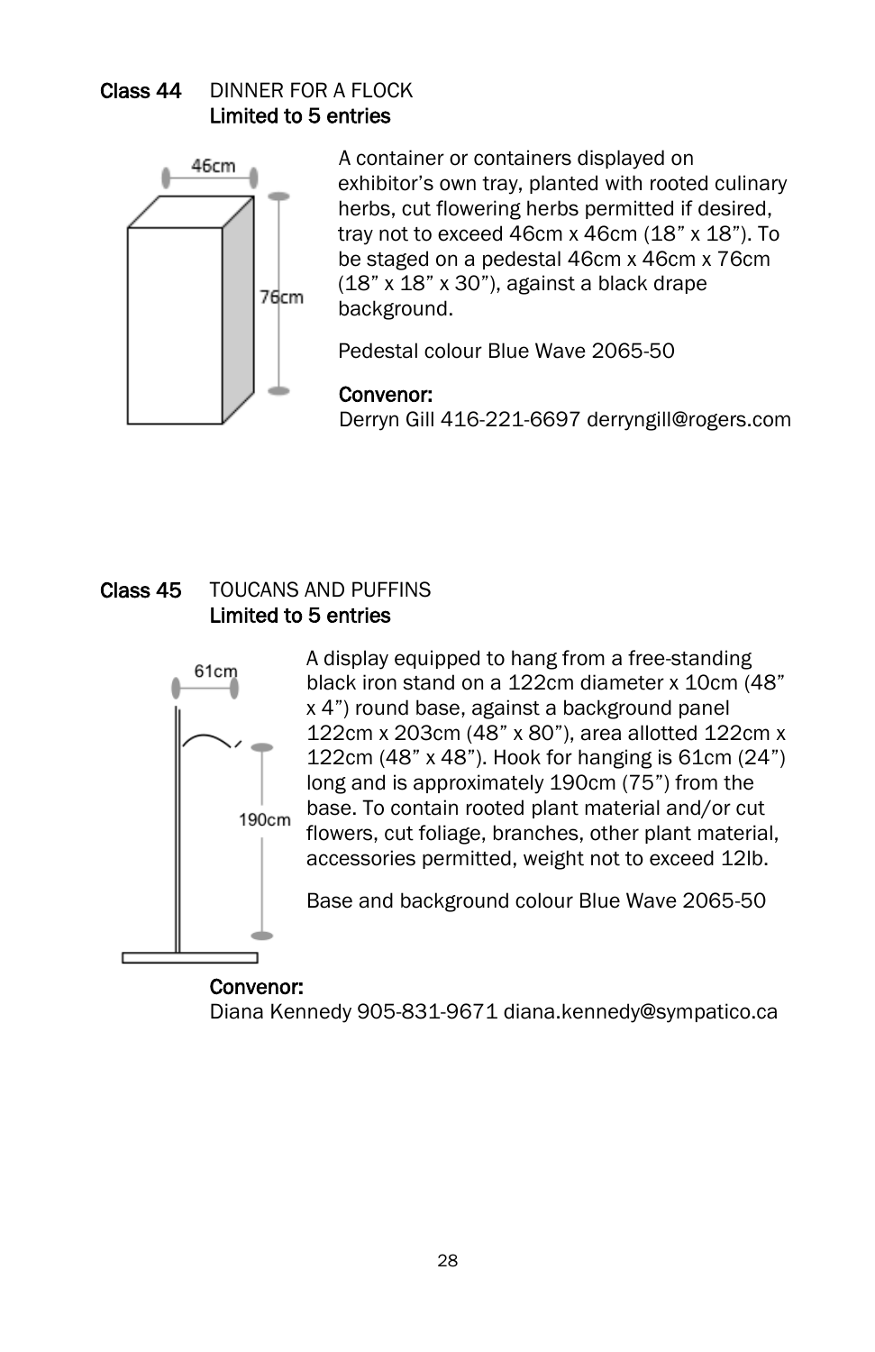**Class 44** DINNER FOR A FLOCK
**Limited to 5 entries**

A container or containers displayed on exhibitor's own tray, planted with rooted culinary herbs, cut flowering herbs permitted if desired, tray not to exceed 46cm x 46cm (18" x 18"). To be staged on a pedestal 46cm x 46cm x 76cm (18" x 18" x 30"), against a black drape background.

Pedestal colour Blue Wave 2065-50

**Convenor:**
Derryn Gill 416-221-6697 derryngill@rogers.com

**Class 45** TOUCANS AND PUFFINS
**Limited to 5 entries**

A display equipped to hang from a free-standing black iron stand on a 122cm diameter x 10cm (48" x 4") round base, against a background panel 122cm x 203cm (48" x 80"), area allotted 122cm x 122cm (48" x 48"). Hook for hanging is 61cm (24") long and is approximately 190cm (75") from the base. To contain rooted plant material and/or cut flowers, cut foliage, branches, other plant material, accessories permitted, weight not to exceed 12lb.

Base and background colour Blue Wave 2065-50

**Convenor:**
Diana Kennedy 905-831-9671 diana.kennedy@sympatico.ca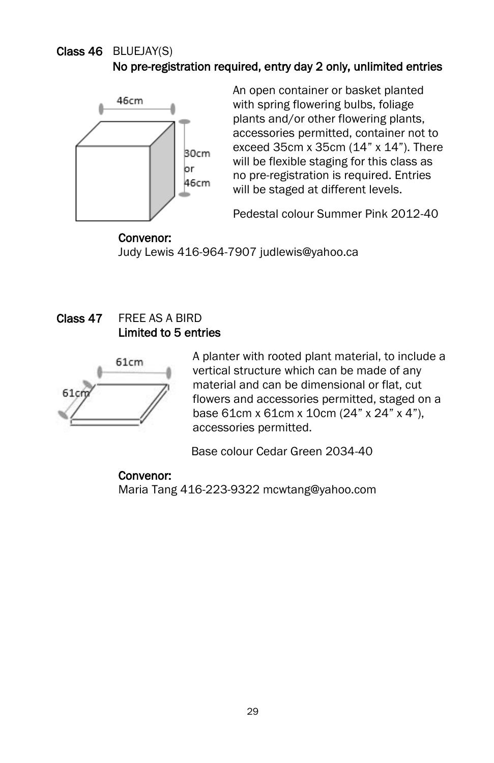**Class 46** BLUEJAY(S)

**No pre-registration required, entry day 2 only, unlimited entries**

46cm

30cm or 46cm

An open container or basket planted with spring flowering bulbs, foliage plants and/or other flowering plants, accessories permitted, container not to exceed 35cm x 35cm (14” x 14”). There will be flexible staging for this class as no pre-registration is required. Entries will be staged at different levels.

Pedestal colour Summer Pink 2012-40

**Convenor:**
Judy Lewis 416-964-7907 judlewis@yahoo.ca

**Class 47** FREE AS A BIRD

**Limited to 5 entries**

61cm

61cm

A planter with rooted plant material, to include a vertical structure which can be made of any material and can be dimensional or flat, cut flowers and accessories permitted, staged on a base 61cm x 61cm x 10cm (24” x 24” x 4”), accessories permitted.

Base colour Cedar Green 2034-40

**Convenor:**
Maria Tang 416-223-9322 mcwtang@yahoo.com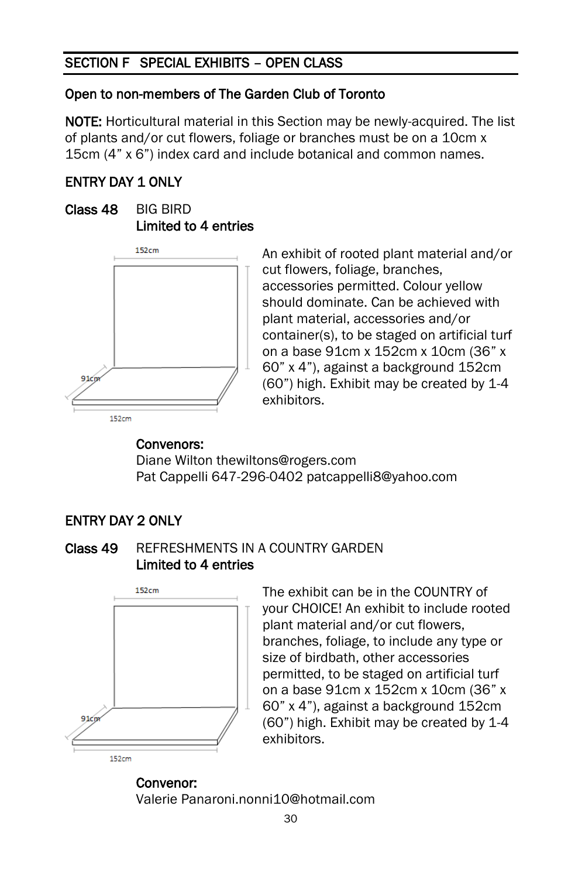## SECTION F SPECIAL EXHIBITS – OPEN CLASS

**Open to non-members of The Garden Club of Toronto**

**NOTE:** Horticultural material in this Section may be newly-acquired. The list of plants and/or cut flowers, foliage or branches must be on a 10cm x 15cm (4" x 6") index card and include botanical and common names.

### ENTRY DAY 1 ONLY

**Class 48** BIG BIRD
**Limited to 4 entries**

152cm

91cm

152cm

An exhibit of rooted plant material and/or cut flowers, foliage, branches, accessories permitted. Colour yellow should dominate. Can be achieved with plant material, accessories and/or container(s), to be staged on artificial turf on a base 91cm x 152cm x 10cm (36" x 60" x 4"), against a background 152cm (60") high. Exhibit may be created by 1-4 exhibitors.

**Convenors:**
Diane Wilton thewiltons@rogers.com
Pat Cappelli 647-296-0402 patcappelli8@yahoo.com

### ENTRY DAY 2 ONLY

**Class 49** REFRESHMENTS IN A COUNTRY GARDEN
**Limited to 4 entries**

152cm

91cm

152cm

The exhibit can be in the COUNTRY of your CHOICE! An exhibit to include rooted plant material and/or cut flowers, branches, foliage, to include any type or size of birdbath, other accessories permitted, to be staged on artificial turf on a base 91cm x 152cm x 10cm (36" x 60" x 4"), against a background 152cm (60") high. Exhibit may be created by 1-4 exhibitors.

**Convenor:**
Valerie Panaroni.nonni10@hotmail.com